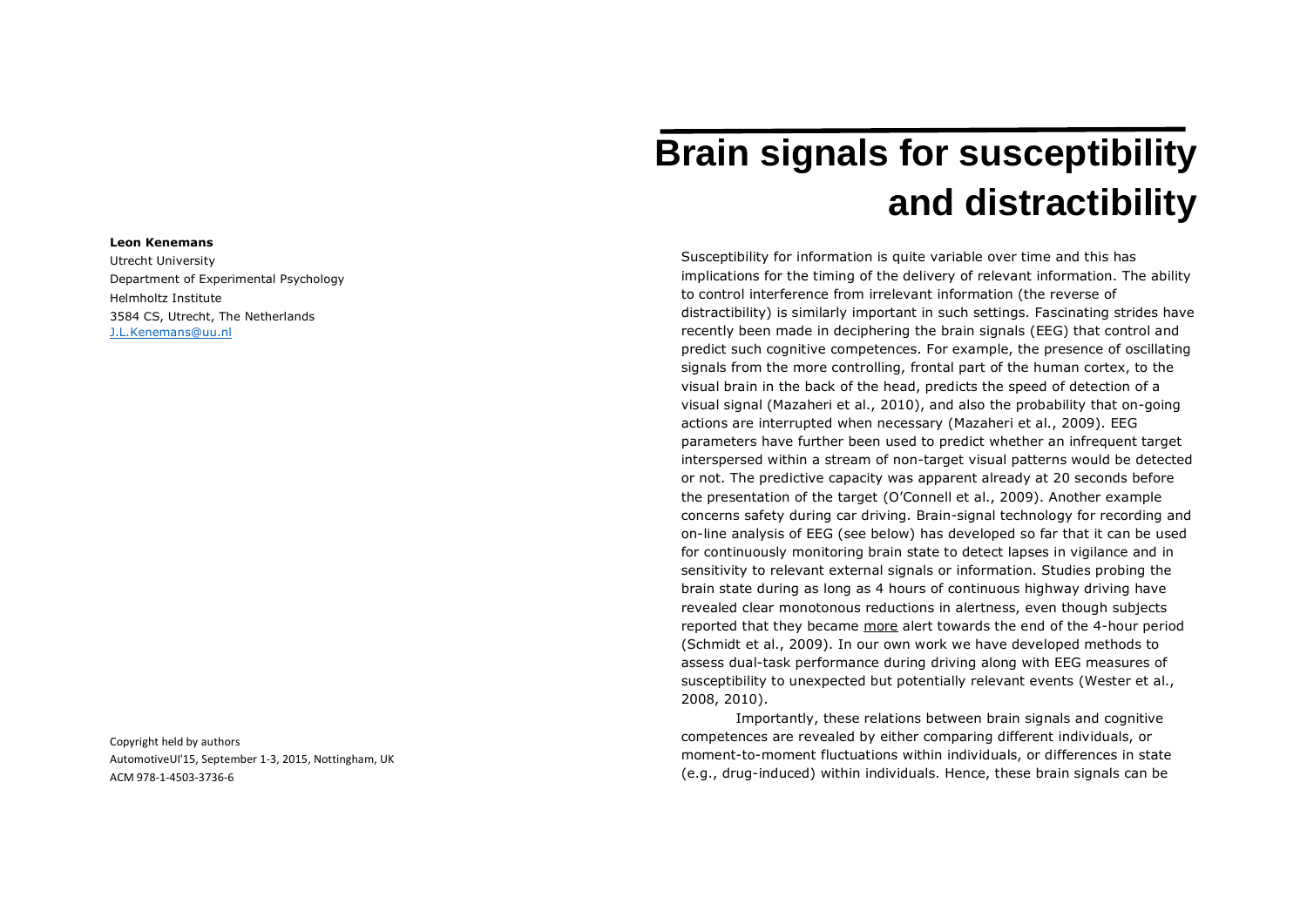# Brain signals for susceptibility and distractibility

**Leon Kenemans**
Utrecht University
Department of Experimental Psychology
Helmholtz Institute
3584 CS, Utrecht, The Netherlands
J.L.Kenemans@uu.nl

Copyright held by authors
AutomotiveUI'15, September 1-3, 2015, Nottingham, UK
ACM 978-1-4503-3736-6

Susceptibility for information is quite variable over time and this has implications for the timing of the delivery of relevant information. The ability to control interference from irrelevant information (the reverse of distractibility) is similarly important in such settings. Fascinating strides have recently been made in deciphering the brain signals (EEG) that control and predict such cognitive competences. For example, the presence of oscillating signals from the more controlling, frontal part of the human cortex, to the visual brain in the back of the head, predicts the speed of detection of a visual signal (Mazaheri et al., 2010), and also the probability that on-going actions are interrupted when necessary (Mazaheri et al., 2009). EEG parameters have further been used to predict whether an infrequent target interspersed within a stream of non-target visual patterns would be detected or not. The predictive capacity was apparent already at 20 seconds before the presentation of the target (O'Connell et al., 2009). Another example concerns safety during car driving. Brain-signal technology for recording and on-line analysis of EEG (see below) has developed so far that it can be used for continuously monitoring brain state to detect lapses in vigilance and in sensitivity to relevant external signals or information. Studies probing the brain state during as long as 4 hours of continuous highway driving have revealed clear monotonous reductions in alertness, even though subjects reported that they became more alert towards the end of the 4-hour period (Schmidt et al., 2009). In our own work we have developed methods to assess dual-task performance during driving along with EEG measures of susceptibility to unexpected but potentially relevant events (Wester et al., 2008, 2010).

Importantly, these relations between brain signals and cognitive competences are revealed by either comparing different individuals, or moment-to-moment fluctuations within individuals, or differences in state (e.g., drug-induced) within individuals. Hence, these brain signals can be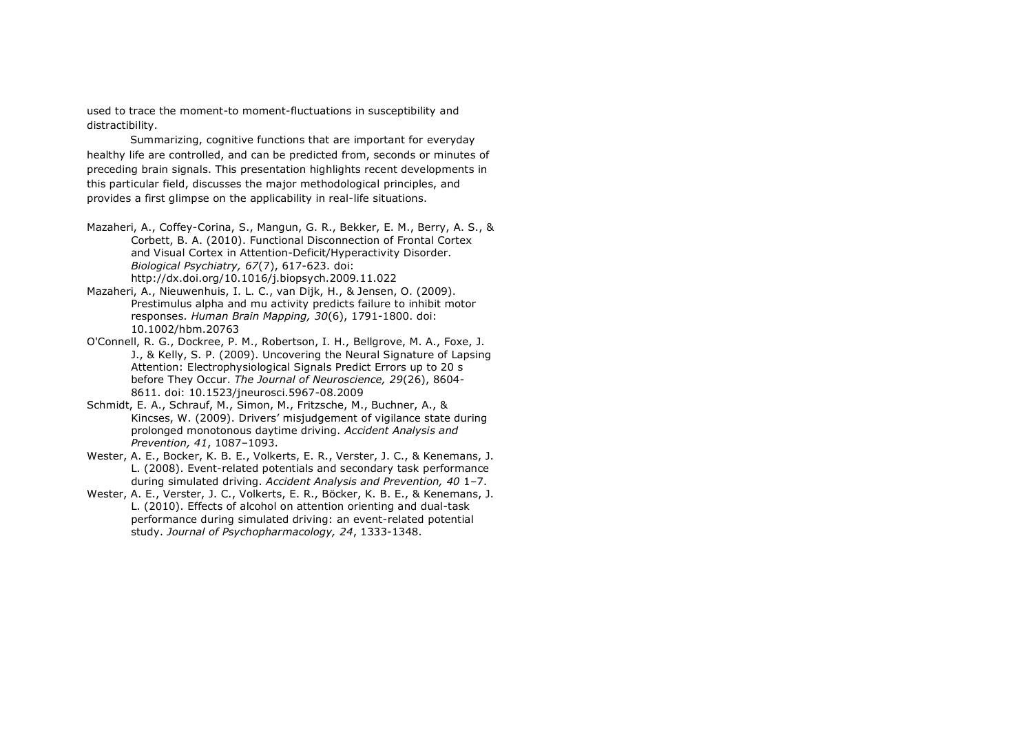used to trace the moment-to moment-fluctuations in susceptibility and distractibility.

Summarizing, cognitive functions that are important for everyday healthy life are controlled, and can be predicted from, seconds or minutes of preceding brain signals. This presentation highlights recent developments in this particular field, discusses the major methodological principles, and provides a first glimpse on the applicability in real-life situations.

Mazaheri, A., Coffey-Corina, S., Mangun, G. R., Bekker, E. M., Berry, A. S., & Corbett, B. A. (2010). Functional Disconnection of Frontal Cortex and Visual Cortex in Attention-Deficit/Hyperactivity Disorder. *Biological Psychiatry, 67*(7), 617-623. doi: http://dx.doi.org/10.1016/j.biopsych.2009.11.022

Mazaheri, A., Nieuwenhuis, I. L. C., van Dijk, H., & Jensen, O. (2009). Prestimulus alpha and mu activity predicts failure to inhibit motor responses. *Human Brain Mapping, 30*(6), 1791-1800. doi: 10.1002/hbm.20763

O'Connell, R. G., Dockree, P. M., Robertson, I. H., Bellgrove, M. A., Foxe, J. J., & Kelly, S. P. (2009). Uncovering the Neural Signature of Lapsing Attention: Electrophysiological Signals Predict Errors up to 20 s before They Occur. *The Journal of Neuroscience, 29*(26), 8604-8611. doi: 10.1523/jneurosci.5967-08.2009

Schmidt, E. A., Schrauf, M., Simon, M., Fritzsche, M., Buchner, A., & Kincses, W. (2009). Drivers' misjudgement of vigilance state during prolonged monotonous daytime driving. *Accident Analysis and Prevention, 41*, 1087–1093.

Wester, A. E., Bocker, K. B. E., Volkerts, E. R., Verster, J. C., & Kenemans, J. L. (2008). Event-related potentials and secondary task performance during simulated driving. *Accident Analysis and Prevention, 40* 1–7.

Wester, A. E., Verster, J. C., Volkerts, E. R., Böcker, K. B. E., & Kenemans, J. L. (2010). Effects of alcohol on attention orienting and dual-task performance during simulated driving: an event-related potential study. *Journal of Psychopharmacology, 24*, 1333-1348.